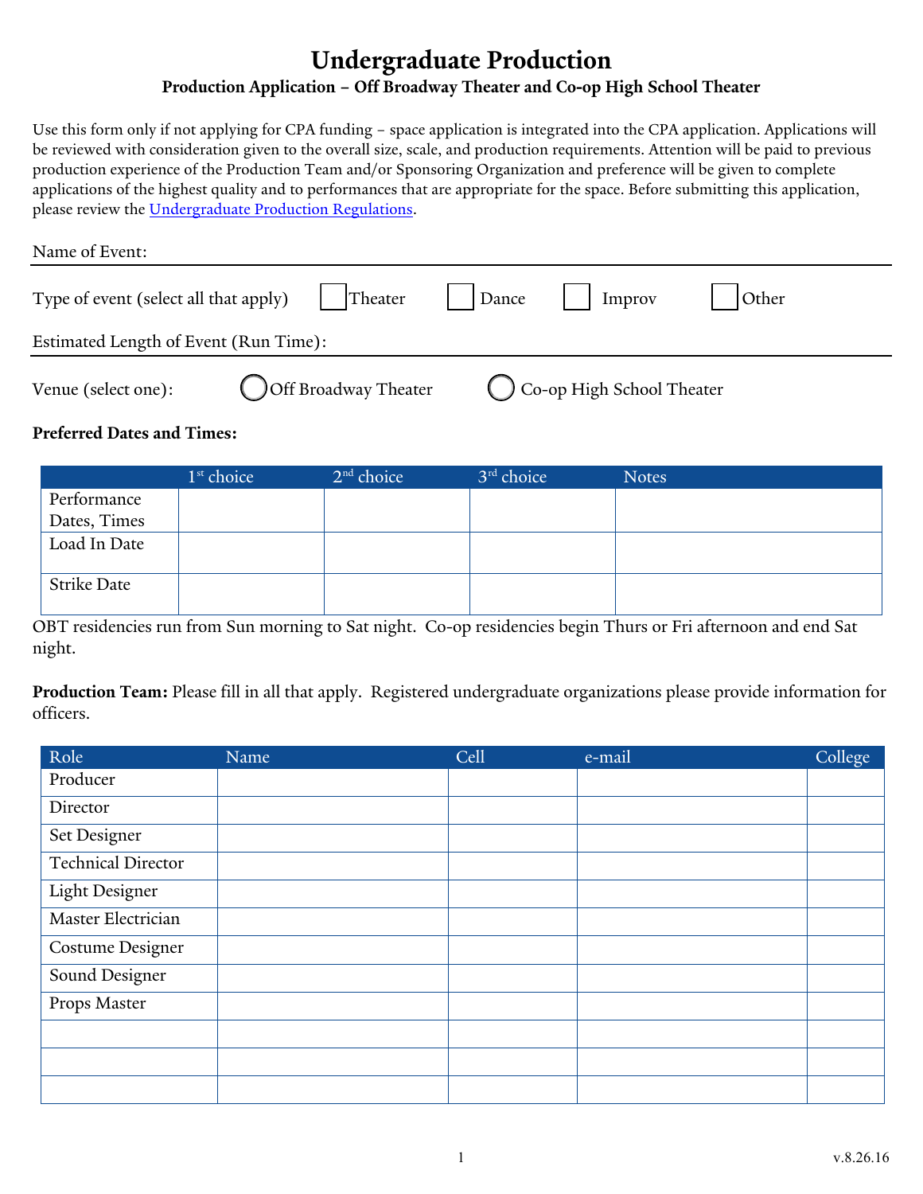# Undergraduate Production

## Production Application – Off Broadway Theater and Co-op High School Theater

Use this form only if not applying for CPA funding – space application is integrated into the CPA application. Applications will be reviewed with consideration given to the overall size, scale, and production requirements. Attention will be paid to previous production experience of the Production Team and/or Sponsoring Organization and preference will be given to complete applications of the highest quality and to performances that are appropriate for the space. Before submitting this application, please review the [Undergraduate Production Regulations](Undergraduate Production Regulations).

Name of Event: ______________________________

Type of event (select all that apply) ☐ Theater ☐ Dance ☐ Improv ☐ Other

Estimated Length of Event (Run Time): ______________________________

Venue (select one): ○ Off Broadway Theater ○ Co-op High School Theater

**Preferred Dates and Times:**

| | 1st choice | 2nd choice | 3rd choice | Notes |
|---|---|---|---|---|
| Performance Dates, Times | | | | |
| Load In Date | | | | |
| Strike Date | | | | |

OBT residencies run from Sun morning to Sat night. Co-op residencies begin Thurs or Fri afternoon and end Sat night.

**Production Team:** Please fill in all that apply. Registered undergraduate organizations please provide information for officers.

| Role | Name | Cell | e-mail | College |
|---|---|---|---|---|
| Producer | | | | |
| Director | | | | |
| Set Designer | | | | |
| Technical Director | | | | |
| Light Designer | | | | |
| Master Electrician | | | | |
| Costume Designer | | | | |
| Sound Designer | | | | |
| Props Master | | | | |
| | | | | |
| | | | | |
| | | | | |

v.8.26.16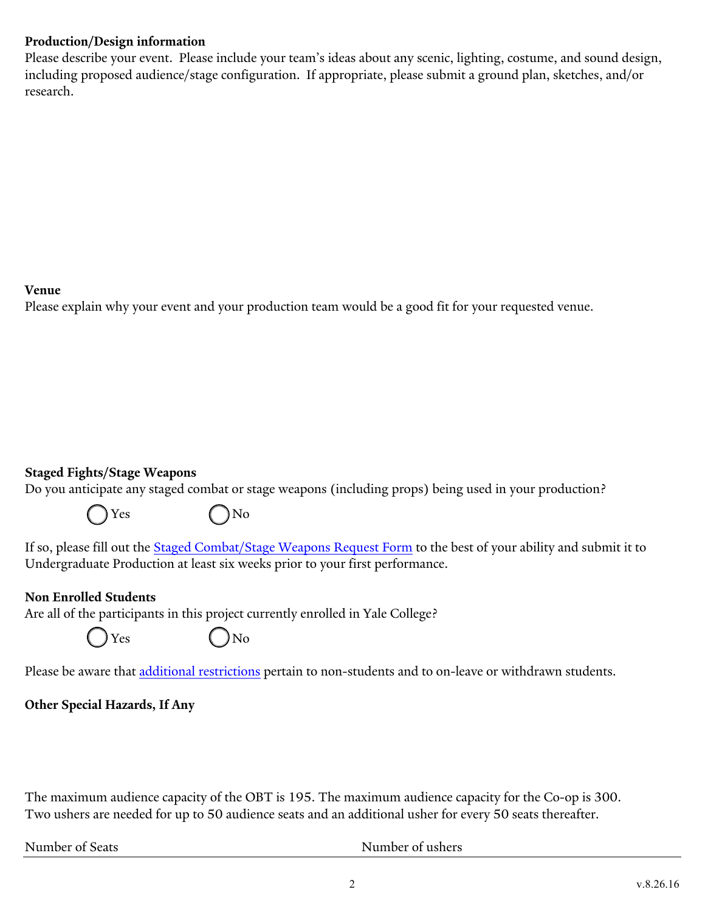**Production/Design information**

Please describe your event. Please include your team's ideas about any scenic, lighting, costume, and sound design, including proposed audience/stage configuration. If appropriate, please submit a ground plan, sketches, and/or research.

**Venue**

Please explain why your event and your production team would be a good fit for your requested venue.

**Staged Fights/Stage Weapons**

Do you anticipate any staged combat or stage weapons (including props) being used in your production?

◯ Yes ◯ No

If so, please fill out the Staged Combat/Stage Weapons Request Form to the best of your ability and submit it to Undergraduate Production at least six weeks prior to your first performance.

**Non Enrolled Students**

Are all of the participants in this project currently enrolled in Yale College?

◯ Yes ◯ No

Please be aware that additional restrictions pertain to non-students and to on-leave or withdrawn students.

**Other Special Hazards, If Any**

The maximum audience capacity of the OBT is 195. The maximum audience capacity for the Co-op is 300. Two ushers are needed for up to 50 audience seats and an additional usher for every 50 seats thereafter.

Number of Seats Number of ushers

v.8.26.16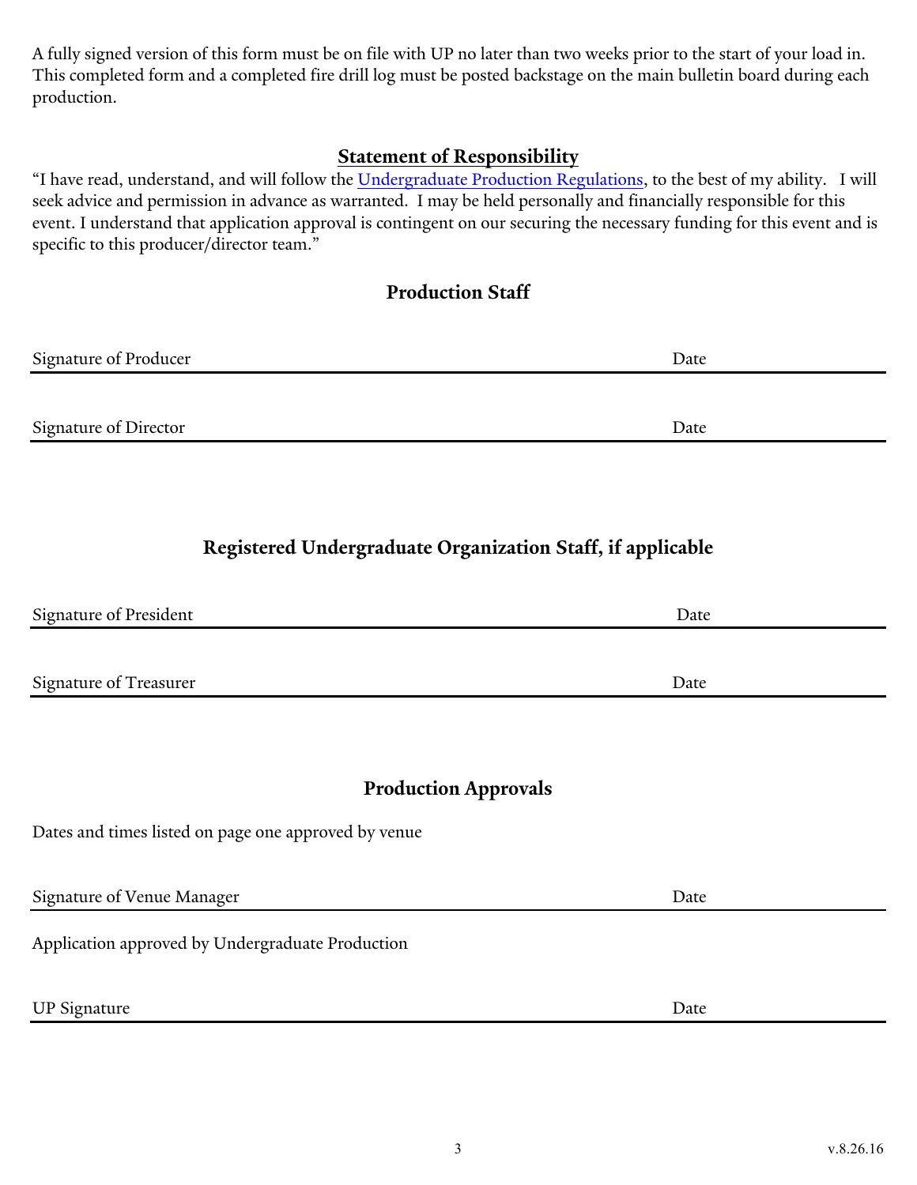A fully signed version of this form must be on file with UP no later than two weeks prior to the start of your load in. This completed form and a completed fire drill log must be posted backstage on the main bulletin board during each production.

## Statement of Responsibility

"I have read, understand, and will follow the [Undergraduate Production Regulations](), to the best of my ability. I will seek advice and permission in advance as warranted. I may be held personally and financially responsible for this event. I understand that application approval is contingent on our securing the necessary funding for this event and is specific to this producer/director team."

## Production Staff

Signature of Producer ______________________________ Date ____________

Signature of Director ______________________________ Date ____________

## Registered Undergraduate Organization Staff, if applicable

Signature of President ______________________________ Date ____________

Signature of Treasurer ______________________________ Date ____________

## Production Approvals

Dates and times listed on page one approved by venue

Signature of Venue Manager ______________________________ Date ____________

Application approved by Undergraduate Production

UP Signature ______________________________ Date ____________

v.8.26.16